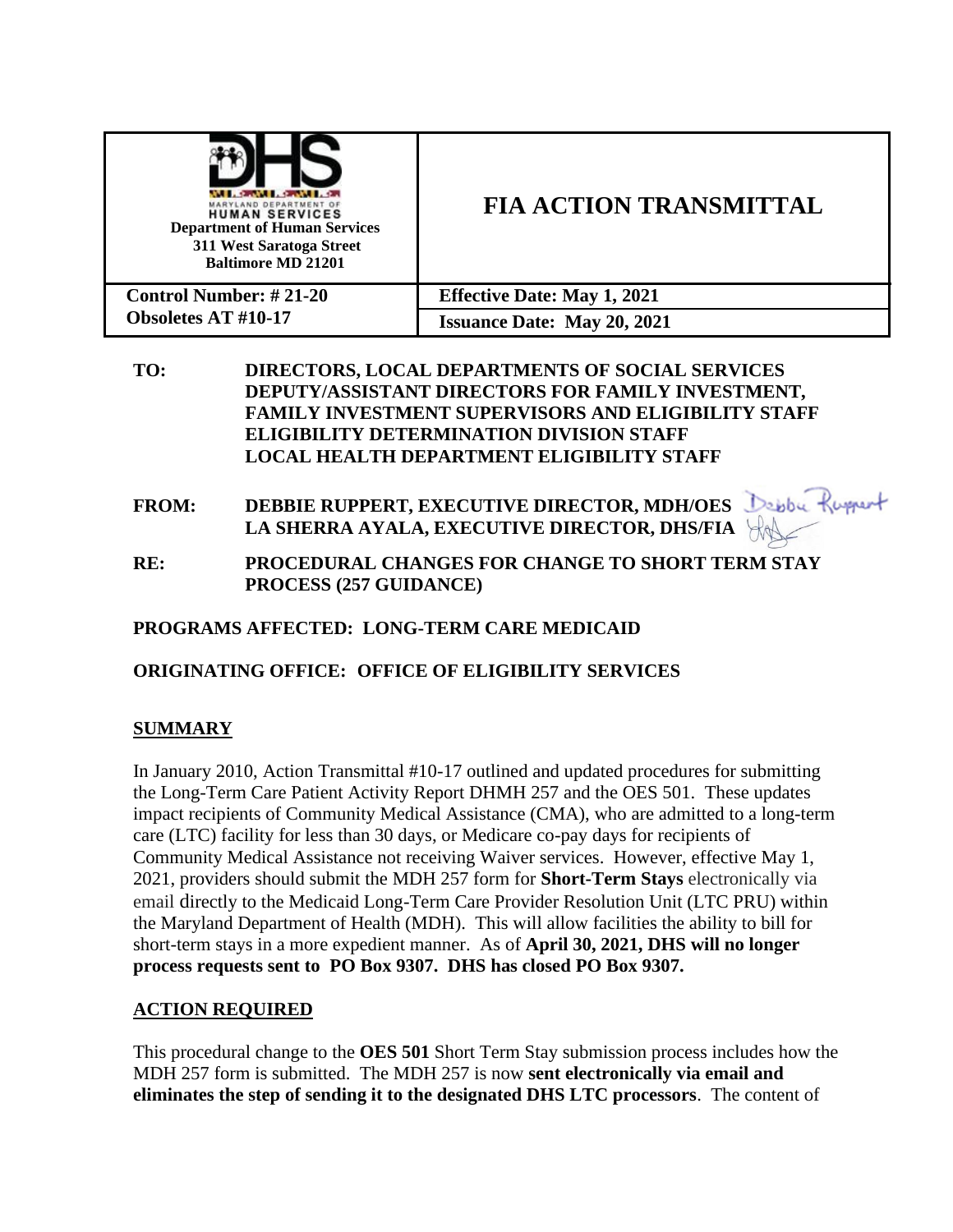| Department of Human Services<br>311 West Saratoga Street<br>Baltimore MD 21201 | **FIA ACTION TRANSMITTAL** |
|---|---|
| **Control Number: # 21-20** | **Effective Date: May 1, 2021** |
| **Obsoletes AT #10-17** | **Issuance Date: May 20, 2021** |

**TO:** DIRECTORS, LOCAL DEPARTMENTS OF SOCIAL SERVICES
DEPUTY/ASSISTANT DIRECTORS FOR FAMILY INVESTMENT, FAMILY INVESTMENT SUPERVISORS AND ELIGIBILITY STAFF
ELIGIBILITY DETERMINATION DIVISION STAFF
LOCAL HEALTH DEPARTMENT ELIGIBILITY STAFF

**FROM:** DEBBIE RUPPERT, EXECUTIVE DIRECTOR, MDH/OES
LA SHERRA AYALA, EXECUTIVE DIRECTOR, DHS/FIA

**RE:** PROCEDURAL CHANGES FOR CHANGE TO SHORT TERM STAY PROCESS (257 GUIDANCE)

**PROGRAMS AFFECTED: LONG-TERM CARE MEDICAID**

**ORIGINATING OFFICE: OFFICE OF ELIGIBILITY SERVICES**

## SUMMARY

In January 2010, Action Transmittal #10-17 outlined and updated procedures for submitting the Long-Term Care Patient Activity Report DHMH 257 and the OES 501. These updates impact recipients of Community Medical Assistance (CMA), who are admitted to a long-term care (LTC) facility for less than 30 days, or Medicare co-pay days for recipients of Community Medical Assistance not receiving Waiver services. However, effective May 1, 2021, providers should submit the MDH 257 form for **Short-Term Stays** electronically via email directly to the Medicaid Long-Term Care Provider Resolution Unit (LTC PRU) within the Maryland Department of Health (MDH). This will allow facilities the ability to bill for short-term stays in a more expedient manner. As of **April 30, 2021, DHS will no longer process requests sent to PO Box 9307. DHS has closed PO Box 9307.**

## ACTION REQUIRED

This procedural change to the **OES 501** Short Term Stay submission process includes how the MDH 257 form is submitted. The MDH 257 is now **sent electronically via email and eliminates the step of sending it to the designated DHS LTC processors**. The content of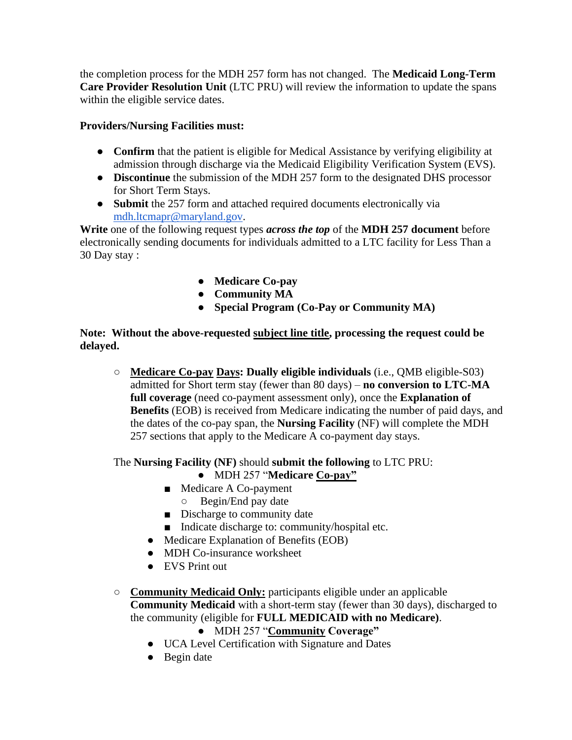the completion process for the MDH 257 form has not changed. The **Medicaid Long-Term Care Provider Resolution Unit** (LTC PRU) will review the information to update the spans within the eligible service dates.

**Providers/Nursing Facilities must:**

- **Confirm** that the patient is eligible for Medical Assistance by verifying eligibility at admission through discharge via the Medicaid Eligibility Verification System (EVS).
- **Discontinue** the submission of the MDH 257 form to the designated DHS processor for Short Term Stays.
- **Submit** the 257 form and attached required documents electronically via mdh.ltcmapr@maryland.gov.

**Write** one of the following request types ***across the top*** of the **MDH 257 document** before electronically sending documents for individuals admitted to a LTC facility for Less Than a 30 Day stay :

- **Medicare Co-pay**
- **Community MA**
- **Special Program (Co-Pay or Community MA)**

**Note: Without the above-requested <u>subject line title</u>, processing the request could be delayed.**

- <u>**Medicare Co-pay**</u> <u>**Days**</u>**: Dually eligible individuals** (i.e., QMB eligible-S03) admitted for Short term stay (fewer than 80 days) – **no conversion to LTC-MA full coverage** (need co-payment assessment only), once the **Explanation of Benefits** (EOB) is received from Medicare indicating the number of paid days, and the dates of the co-pay span, the **Nursing Facility** (NF) will complete the MDH 257 sections that apply to the Medicare A co-payment day stays.

  The **Nursing Facility (NF)** should **submit the following** to LTC PRU:

  - MDH 257 "**Medicare <u>Co-pay</u>"**
    - Medicare A Co-payment
      - Begin/End pay date
    - Discharge to community date
    - Indicate discharge to: community/hospital etc.
  - Medicare Explanation of Benefits (EOB)
  - MDH Co-insurance worksheet
  - EVS Print out

- <u>**Community Medicaid Only:**</u> participants eligible under an applicable **Community Medicaid** with a short-term stay (fewer than 30 days), discharged to the community (eligible for **FULL MEDICAID with no Medicare)**.

  - MDH 257 "<u>**Community**</u> **Coverage"**
  - UCA Level Certification with Signature and Dates
  - Begin date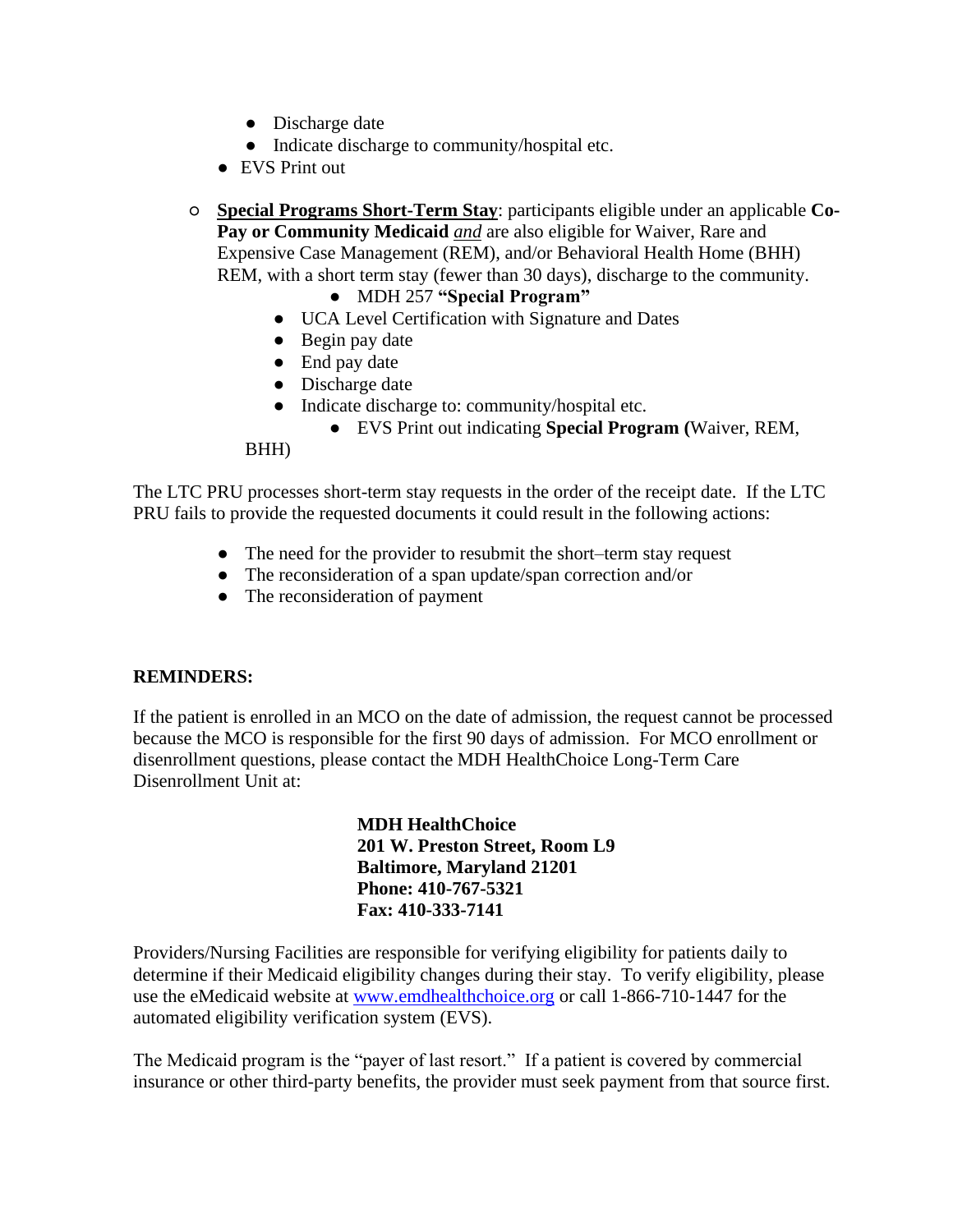- Discharge date
    - Indicate discharge to community/hospital etc.
  - EVS Print out

- **<u>Special Programs Short-Term Stay</u>**: participants eligible under an applicable **Co-Pay or Community Medicaid** *<u>and</u>* are also eligible for Waiver, Rare and Expensive Case Management (REM), and/or Behavioral Health Home (BHH) REM, with a short term stay (fewer than 30 days), discharge to the community.
  - MDH 257 **"Special Program"**
  - UCA Level Certification with Signature and Dates
  - Begin pay date
  - End pay date
  - Discharge date
  - Indicate discharge to: community/hospital etc.
  - EVS Print out indicating **Special Program (**Waiver, REM, BHH)

The LTC PRU processes short-term stay requests in the order of the receipt date. If the LTC PRU fails to provide the requested documents it could result in the following actions:

- The need for the provider to resubmit the short–term stay request
- The reconsideration of a span update/span correction and/or
- The reconsideration of payment

**REMINDERS:**

If the patient is enrolled in an MCO on the date of admission, the request cannot be processed because the MCO is responsible for the first 90 days of admission. For MCO enrollment or disenrollment questions, please contact the MDH HealthChoice Long-Term Care Disenrollment Unit at:

**MDH HealthChoice**
**201 W. Preston Street, Room L9**
**Baltimore, Maryland 21201**
**Phone: 410-767-5321**
**Fax: 410-333-7141**

Providers/Nursing Facilities are responsible for verifying eligibility for patients daily to determine if their Medicaid eligibility changes during their stay. To verify eligibility, please use the eMedicaid website at [www.emdhealthchoice.org](http://www.emdhealthchoice.org) or call 1-866-710-1447 for the automated eligibility verification system (EVS).

The Medicaid program is the "payer of last resort." If a patient is covered by commercial insurance or other third-party benefits, the provider must seek payment from that source first.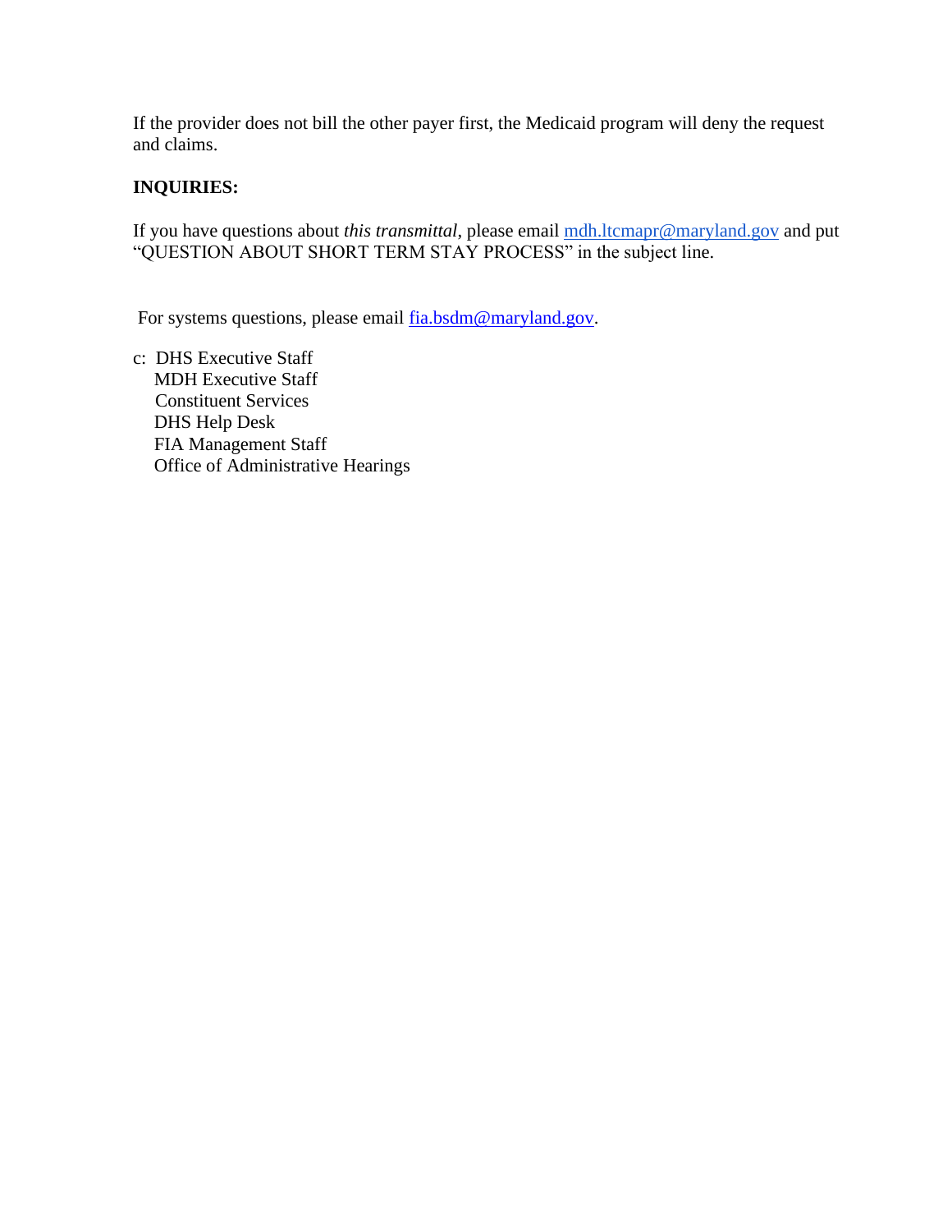If the provider does not bill the other payer first, the Medicaid program will deny the request and claims.

**INQUIRIES:**

If you have questions about *this transmittal*, please email mdh.ltcmapr@maryland.gov and put "QUESTION ABOUT SHORT TERM STAY PROCESS" in the subject line.

For systems questions, please email fia.bsdm@maryland.gov.

c: DHS Executive Staff
MDH Executive Staff
Constituent Services
DHS Help Desk
FIA Management Staff
Office of Administrative Hearings